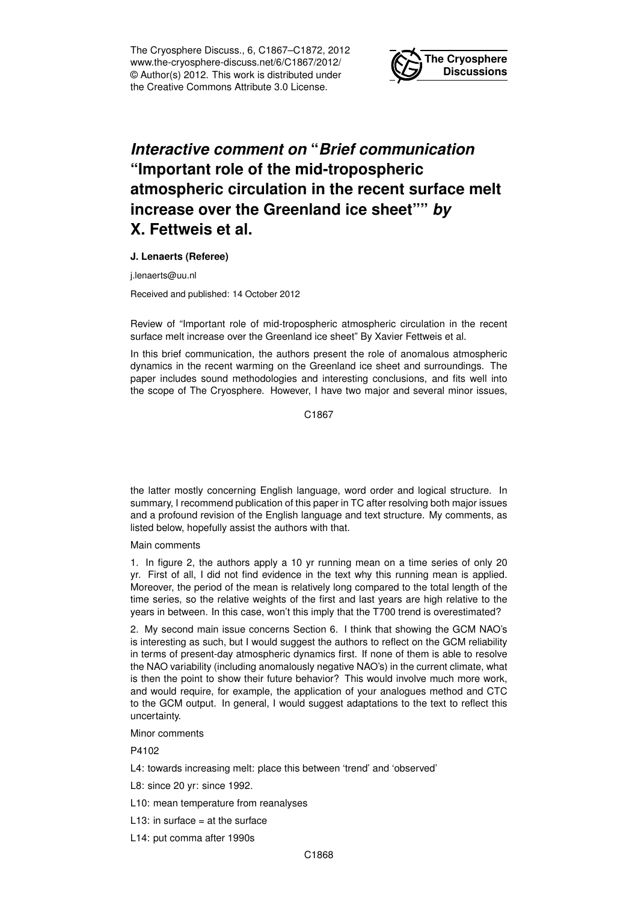The Cryosphere Discuss., 6, C1867–C1872, 2012
www.the-cryosphere-discuss.net/6/C1867/2012/
© Author(s) 2012. This work is distributed under the Creative Commons Attribute 3.0 License.

**The Cryosphere Discussions**

# *Interactive comment on* "*Brief communication* "Important role of the mid-tropospheric atmospheric circulation in the recent surface melt increase over the Greenland ice sheet"" *by* X. Fettweis et al.

**J. Lenaerts (Referee)**

j.lenaerts@uu.nl

Received and published: 14 October 2012

Review of "Important role of mid-tropospheric atmospheric circulation in the recent surface melt increase over the Greenland ice sheet" By Xavier Fettweis et al.

In this brief communication, the authors present the role of anomalous atmospheric dynamics in the recent warming on the Greenland ice sheet and surroundings. The paper includes sound methodologies and interesting conclusions, and fits well into the scope of The Cryosphere. However, I have two major and several minor issues, the latter mostly concerning English language, word order and logical structure. In summary, I recommend publication of this paper in TC after resolving both major issues and a profound revision of the English language and text structure. My comments, as listed below, hopefully assist the authors with that.

Main comments

1. In figure 2, the authors apply a 10 yr running mean on a time series of only 20 yr. First of all, I did not find evidence in the text why this running mean is applied. Moreover, the period of the mean is relatively long compared to the total length of the time series, so the relative weights of the first and last years are high relative to the years in between. In this case, won't this imply that the T700 trend is overestimated?

2. My second main issue concerns Section 6. I think that showing the GCM NAO's is interesting as such, but I would suggest the authors to reflect on the GCM reliability in terms of present-day atmospheric dynamics first. If none of them is able to resolve the NAO variability (including anomalously negative NAO's) in the current climate, what is then the point to show their future behavior? This would involve much more work, and would require, for example, the application of your analogues method and CTC to the GCM output. In general, I would suggest adaptations to the text to reflect this uncertainty.

Minor comments

P4102

L4: towards increasing melt: place this between 'trend' and 'observed'

L8: since 20 yr: since 1992.

L10: mean temperature from reanalyses

L13: in surface = at the surface

L14: put comma after 1990s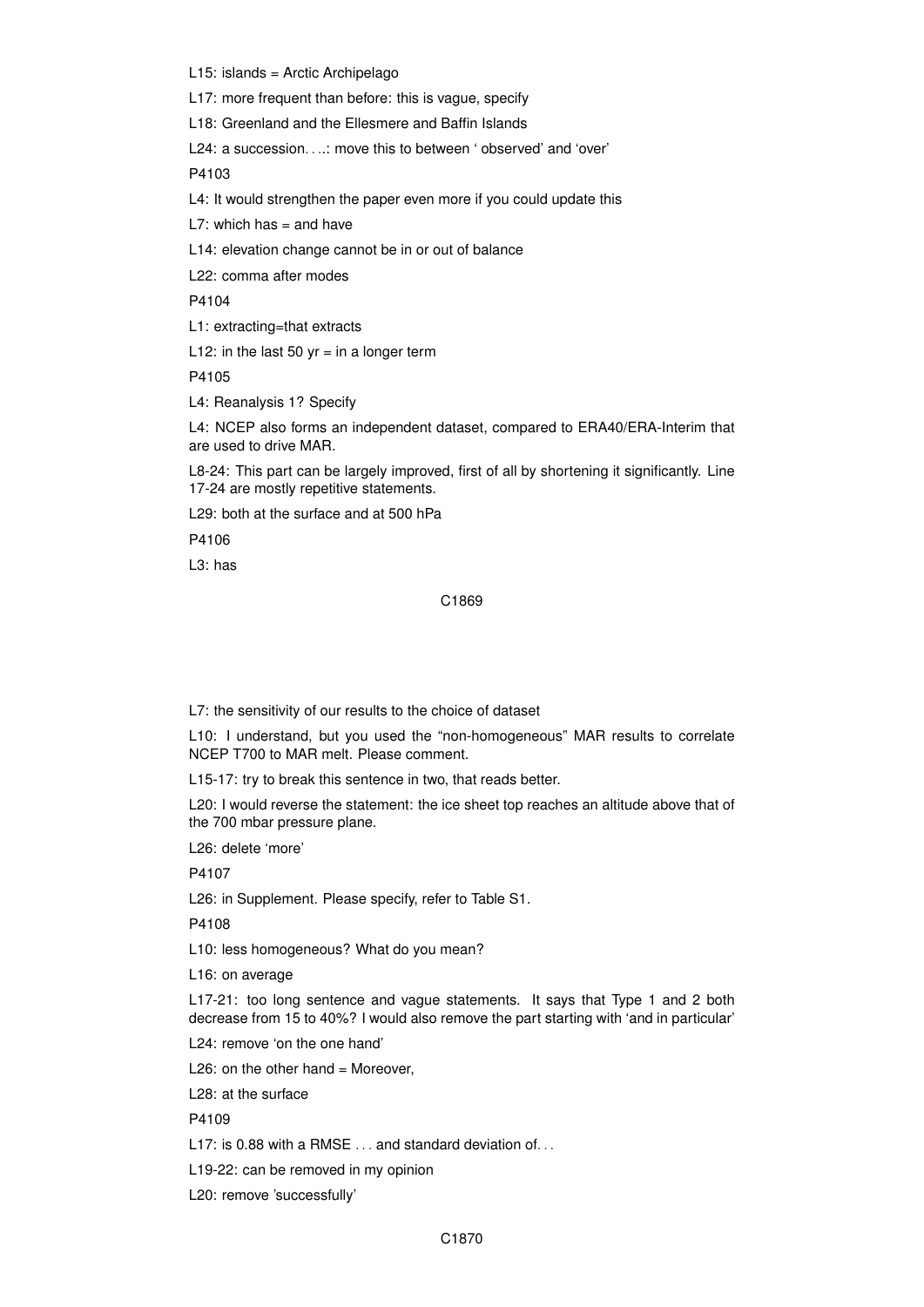L15: islands = Arctic Archipelago

L17: more frequent than before: this is vague, specify

L18: Greenland and the Ellesmere and Baffin Islands

L24: a succession. . ..: move this to between ' observed' and 'over'

P4103

L4: It would strengthen the paper even more if you could update this

L7: which has = and have

L14: elevation change cannot be in or out of balance

L22: comma after modes

P4104

L1: extracting=that extracts

L12: in the last 50 yr = in a longer term

P4105

L4: Reanalysis 1? Specify

L4: NCEP also forms an independent dataset, compared to ERA40/ERA-Interim that are used to drive MAR.

L8-24: This part can be largely improved, first of all by shortening it significantly. Line 17-24 are mostly repetitive statements.

L29: both at the surface and at 500 hPa

P4106

L3: has

L7: the sensitivity of our results to the choice of dataset

L10: I understand, but you used the "non-homogeneous" MAR results to correlate NCEP T700 to MAR melt. Please comment.

L15-17: try to break this sentence in two, that reads better.

L20: I would reverse the statement: the ice sheet top reaches an altitude above that of the 700 mbar pressure plane.

L26: delete 'more'

P4107

L26: in Supplement. Please specify, refer to Table S1.

P4108

L10: less homogeneous? What do you mean?

L16: on average

L17-21: too long sentence and vague statements. It says that Type 1 and 2 both decrease from 15 to 40%? I would also remove the part starting with 'and in particular'

L24: remove 'on the one hand'

L26: on the other hand = Moreover,

L28: at the surface

P4109

L17: is 0.88 with a RMSE . . . and standard deviation of. . .

L19-22: can be removed in my opinion

L20: remove 'successfully'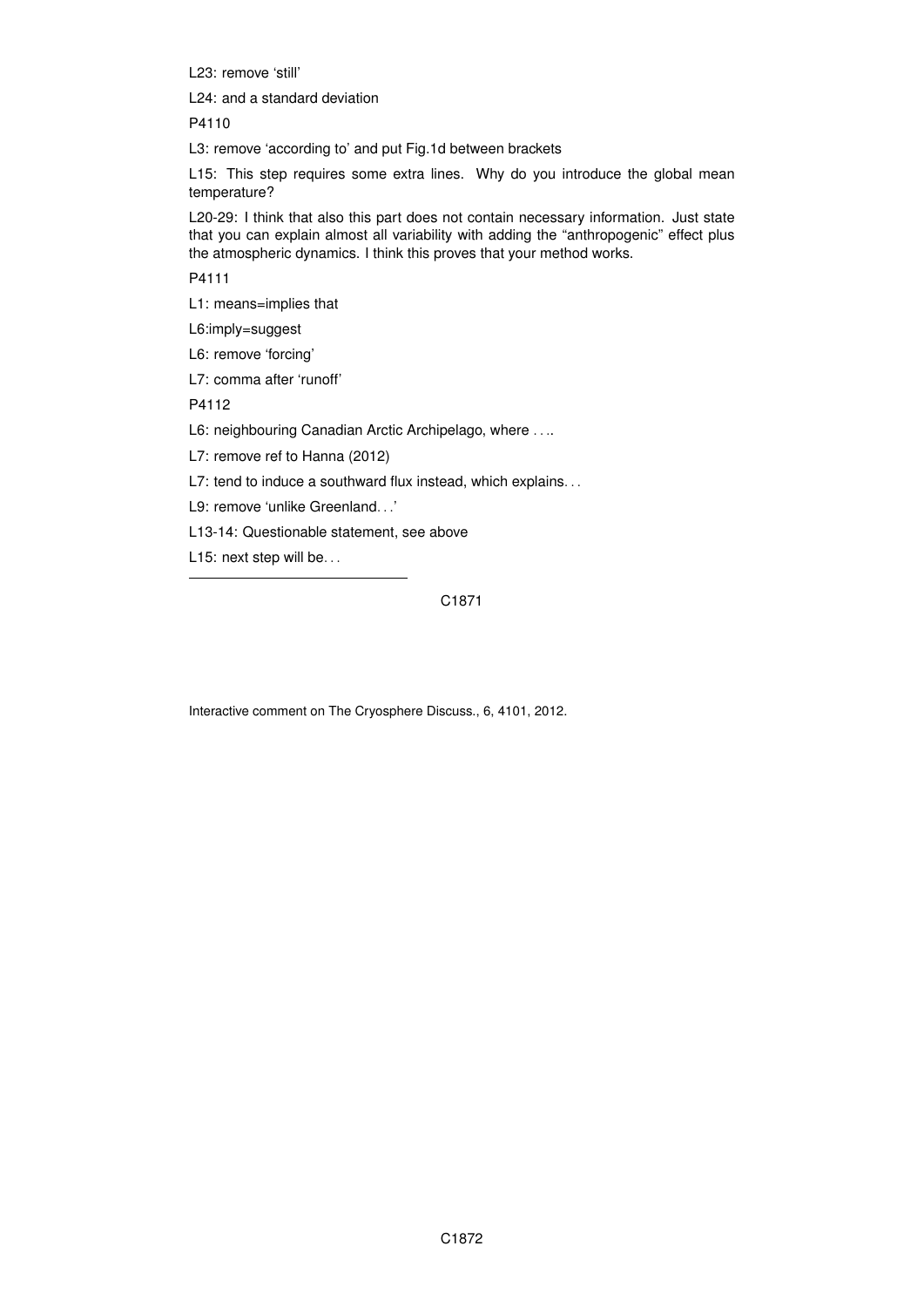L23: remove 'still'

L24: and a standard deviation

P4110

L3: remove 'according to' and put Fig.1d between brackets

L15: This step requires some extra lines. Why do you introduce the global mean temperature?

L20-29: I think that also this part does not contain necessary information. Just state that you can explain almost all variability with adding the "anthropogenic" effect plus the atmospheric dynamics. I think this proves that your method works.

P4111

L1: means=implies that

L6:imply=suggest

L6: remove 'forcing'

L7: comma after 'runoff'

P4112

L6: neighbouring Canadian Arctic Archipelago, where . . ..

L7: remove ref to Hanna (2012)

L7: tend to induce a southward flux instead, which explains. . .

L9: remove 'unlike Greenland. . .'

L13-14: Questionable statement, see above

L15: next step will be. . .

---

Interactive comment on The Cryosphere Discuss., 6, 4101, 2012.